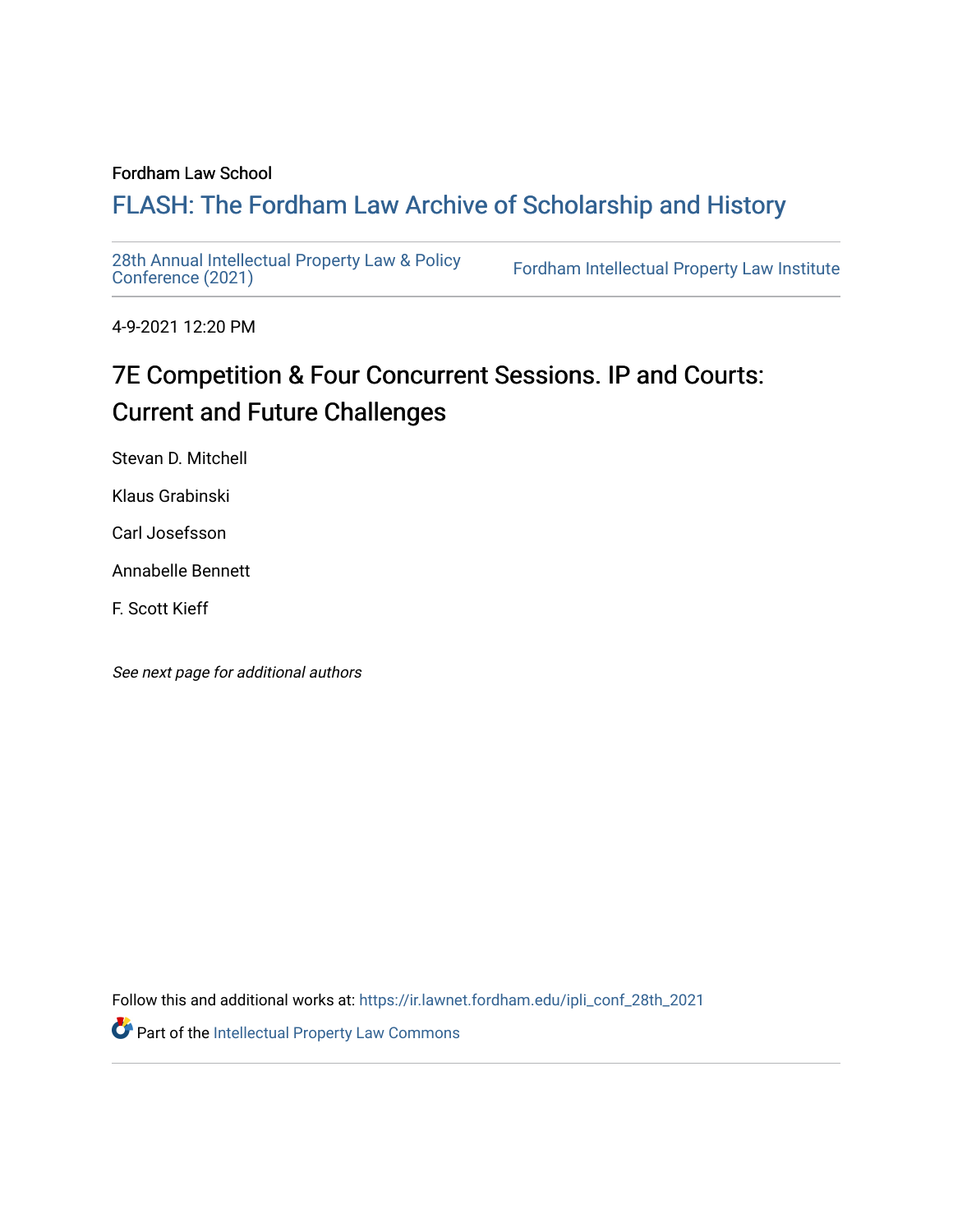Fordham Law School

# FLASH: The Fordham Law Archive of Scholarship and History

28th Annual Intellectual Property Law & Policy Conference (2021) | Fordham Intellectual Property Law Institute

4-9-2021 12:20 PM

## 7E Competition & Four Concurrent Sessions. IP and Courts: Current and Future Challenges

Stevan D. Mitchell

Klaus Grabinski

Carl Josefsson

Annabelle Bennett

F. Scott Kieff

*See next page for additional authors*

Follow this and additional works at: https://ir.lawnet.fordham.edu/ipli_conf_28th_2021

Part of the Intellectual Property Law Commons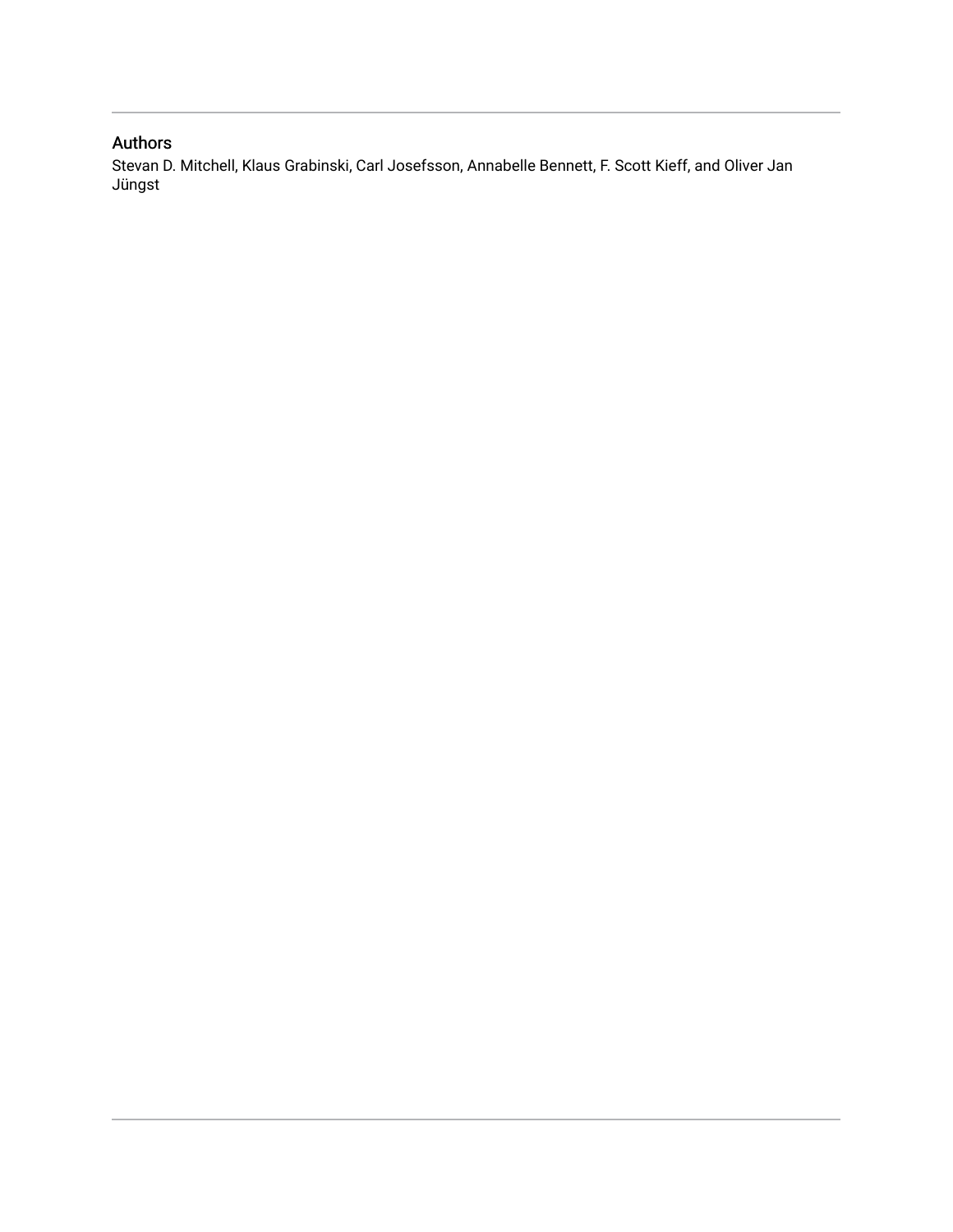## Authors

Stevan D. Mitchell, Klaus Grabinski, Carl Josefsson, Annabelle Bennett, F. Scott Kieff, and Oliver Jan Jüngst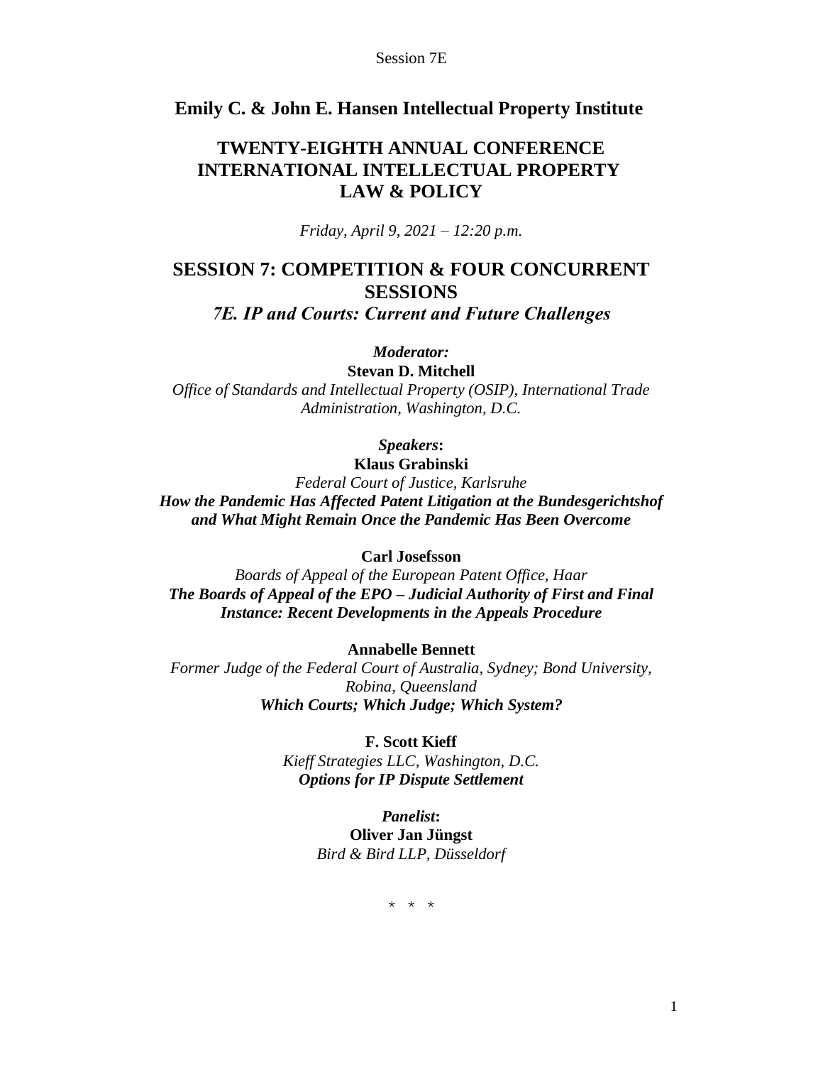Session 7E

## Emily C. & John E. Hansen Intellectual Property Institute

# TWENTY-EIGHTH ANNUAL CONFERENCE INTERNATIONAL INTELLECTUAL PROPERTY LAW & POLICY

*Friday, April 9, 2021 – 12:20 p.m.*

# SESSION 7: COMPETITION & FOUR CONCURRENT SESSIONS

## *7E. IP and Courts: Current and Future Challenges*

***Moderator:***
**Stevan D. Mitchell**
*Office of Standards and Intellectual Property (OSIP), International Trade Administration, Washington, D.C.*

***Speakers*:**

**Klaus Grabinski**
*Federal Court of Justice, Karlsruhe*
***How the Pandemic Has Affected Patent Litigation at the Bundesgerichtshof and What Might Remain Once the Pandemic Has Been Overcome***

**Carl Josefsson**
*Boards of Appeal of the European Patent Office, Haar*
***The Boards of Appeal of the EPO – Judicial Authority of First and Final Instance: Recent Developments in the Appeals Procedure***

**Annabelle Bennett**
*Former Judge of the Federal Court of Australia, Sydney; Bond University, Robina, Queensland*
***Which Courts; Which Judge; Which System?***

**F. Scott Kieff**
*Kieff Strategies LLC, Washington, D.C.*
***Options for IP Dispute Settlement***

***Panelist*:**
**Oliver Jan Jüngst**
*Bird & Bird LLP, Düsseldorf*

\* \* \*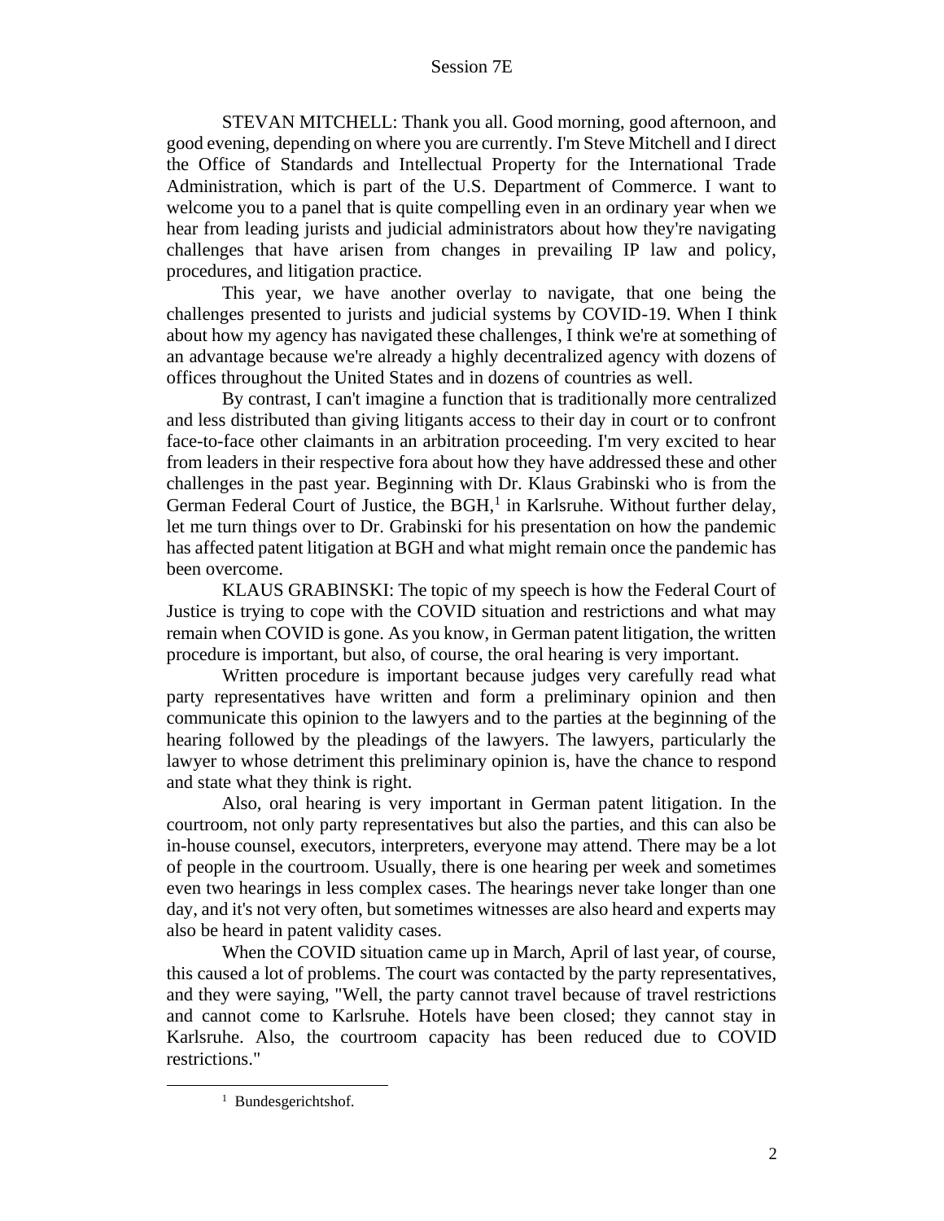STEVAN MITCHELL: Thank you all. Good morning, good afternoon, and good evening, depending on where you are currently. I'm Steve Mitchell and I direct the Office of Standards and Intellectual Property for the International Trade Administration, which is part of the U.S. Department of Commerce. I want to welcome you to a panel that is quite compelling even in an ordinary year when we hear from leading jurists and judicial administrators about how they're navigating challenges that have arisen from changes in prevailing IP law and policy, procedures, and litigation practice.

This year, we have another overlay to navigate, that one being the challenges presented to jurists and judicial systems by COVID-19. When I think about how my agency has navigated these challenges, I think we're at something of an advantage because we're already a highly decentralized agency with dozens of offices throughout the United States and in dozens of countries as well.

By contrast, I can't imagine a function that is traditionally more centralized and less distributed than giving litigants access to their day in court or to confront face-to-face other claimants in an arbitration proceeding. I'm very excited to hear from leaders in their respective fora about how they have addressed these and other challenges in the past year. Beginning with Dr. Klaus Grabinski who is from the German Federal Court of Justice, the BGH,[1] in Karlsruhe. Without further delay, let me turn things over to Dr. Grabinski for his presentation on how the pandemic has affected patent litigation at BGH and what might remain once the pandemic has been overcome.

KLAUS GRABINSKI: The topic of my speech is how the Federal Court of Justice is trying to cope with the COVID situation and restrictions and what may remain when COVID is gone. As you know, in German patent litigation, the written procedure is important, but also, of course, the oral hearing is very important.

Written procedure is important because judges very carefully read what party representatives have written and form a preliminary opinion and then communicate this opinion to the lawyers and to the parties at the beginning of the hearing followed by the pleadings of the lawyers. The lawyers, particularly the lawyer to whose detriment this preliminary opinion is, have the chance to respond and state what they think is right.

Also, oral hearing is very important in German patent litigation. In the courtroom, not only party representatives but also the parties, and this can also be in-house counsel, executors, interpreters, everyone may attend. There may be a lot of people in the courtroom. Usually, there is one hearing per week and sometimes even two hearings in less complex cases. The hearings never take longer than one day, and it's not very often, but sometimes witnesses are also heard and experts may also be heard in patent validity cases.

When the COVID situation came up in March, April of last year, of course, this caused a lot of problems. The court was contacted by the party representatives, and they were saying, "Well, the party cannot travel because of travel restrictions and cannot come to Karlsruhe. Hotels have been closed; they cannot stay in Karlsruhe. Also, the courtroom capacity has been reduced due to COVID restrictions."

[1] Bundesgerichtshof.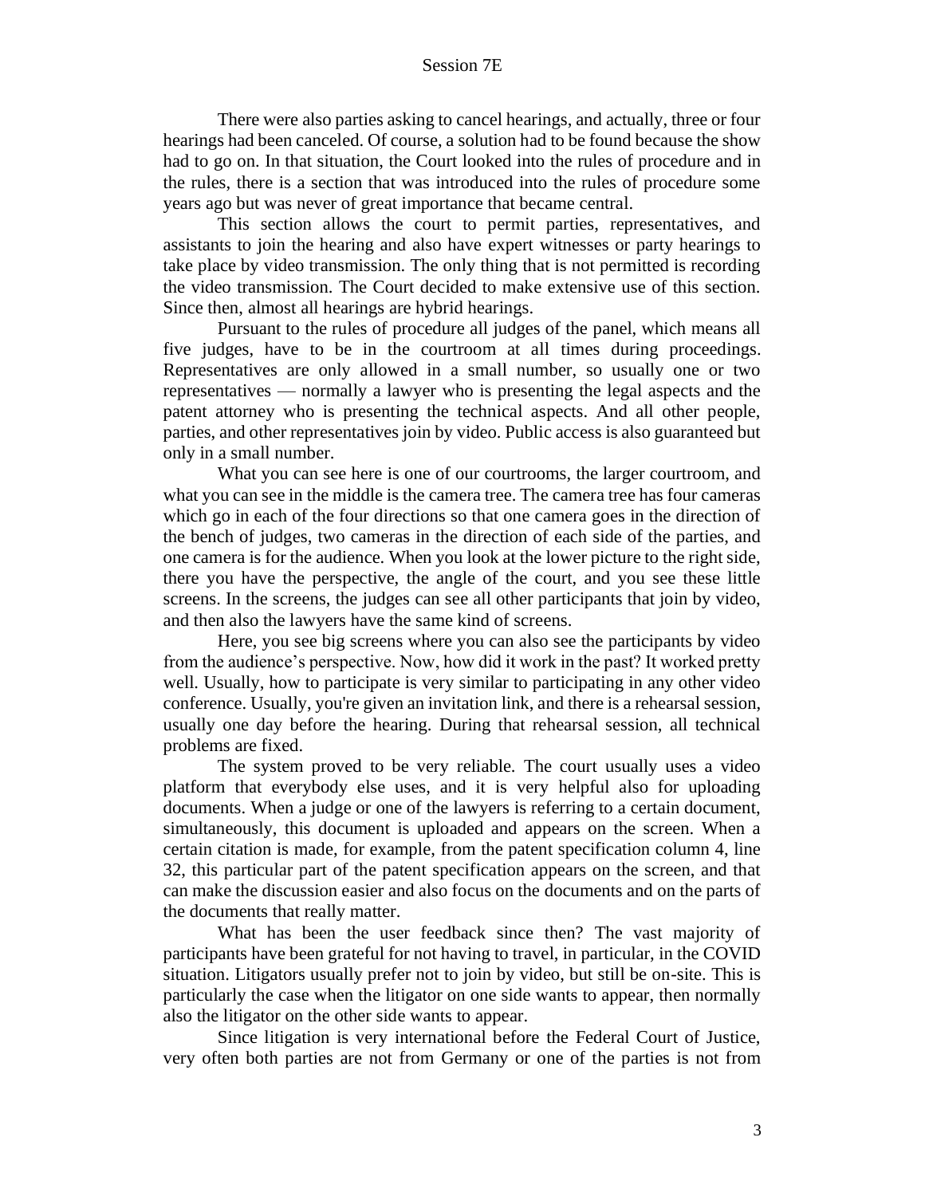There were also parties asking to cancel hearings, and actually, three or four hearings had been canceled. Of course, a solution had to be found because the show had to go on. In that situation, the Court looked into the rules of procedure and in the rules, there is a section that was introduced into the rules of procedure some years ago but was never of great importance that became central.

This section allows the court to permit parties, representatives, and assistants to join the hearing and also have expert witnesses or party hearings to take place by video transmission. The only thing that is not permitted is recording the video transmission. The Court decided to make extensive use of this section. Since then, almost all hearings are hybrid hearings.

Pursuant to the rules of procedure all judges of the panel, which means all five judges, have to be in the courtroom at all times during proceedings. Representatives are only allowed in a small number, so usually one or two representatives — normally a lawyer who is presenting the legal aspects and the patent attorney who is presenting the technical aspects. And all other people, parties, and other representatives join by video. Public access is also guaranteed but only in a small number.

What you can see here is one of our courtrooms, the larger courtroom, and what you can see in the middle is the camera tree. The camera tree has four cameras which go in each of the four directions so that one camera goes in the direction of the bench of judges, two cameras in the direction of each side of the parties, and one camera is for the audience. When you look at the lower picture to the right side, there you have the perspective, the angle of the court, and you see these little screens. In the screens, the judges can see all other participants that join by video, and then also the lawyers have the same kind of screens.

Here, you see big screens where you can also see the participants by video from the audience's perspective. Now, how did it work in the past? It worked pretty well. Usually, how to participate is very similar to participating in any other video conference. Usually, you're given an invitation link, and there is a rehearsal session, usually one day before the hearing. During that rehearsal session, all technical problems are fixed.

The system proved to be very reliable. The court usually uses a video platform that everybody else uses, and it is very helpful also for uploading documents. When a judge or one of the lawyers is referring to a certain document, simultaneously, this document is uploaded and appears on the screen. When a certain citation is made, for example, from the patent specification column 4, line 32, this particular part of the patent specification appears on the screen, and that can make the discussion easier and also focus on the documents and on the parts of the documents that really matter.

What has been the user feedback since then? The vast majority of participants have been grateful for not having to travel, in particular, in the COVID situation. Litigators usually prefer not to join by video, but still be on-site. This is particularly the case when the litigator on one side wants to appear, then normally also the litigator on the other side wants to appear.

Since litigation is very international before the Federal Court of Justice, very often both parties are not from Germany or one of the parties is not from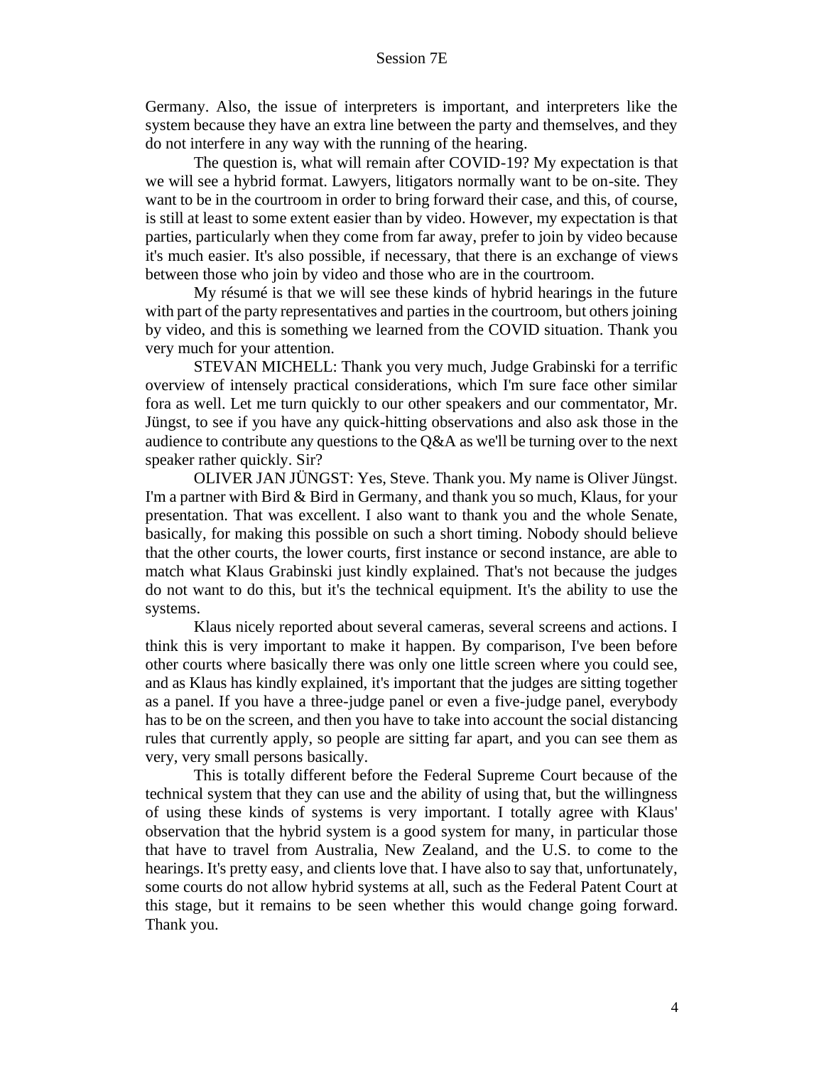Germany. Also, the issue of interpreters is important, and interpreters like the system because they have an extra line between the party and themselves, and they do not interfere in any way with the running of the hearing.

The question is, what will remain after COVID-19? My expectation is that we will see a hybrid format. Lawyers, litigators normally want to be on-site. They want to be in the courtroom in order to bring forward their case, and this, of course, is still at least to some extent easier than by video. However, my expectation is that parties, particularly when they come from far away, prefer to join by video because it's much easier. It's also possible, if necessary, that there is an exchange of views between those who join by video and those who are in the courtroom.

My résumé is that we will see these kinds of hybrid hearings in the future with part of the party representatives and parties in the courtroom, but others joining by video, and this is something we learned from the COVID situation. Thank you very much for your attention.

STEVAN MICHELL: Thank you very much, Judge Grabinski for a terrific overview of intensely practical considerations, which I'm sure face other similar fora as well. Let me turn quickly to our other speakers and our commentator, Mr. Jüngst, to see if you have any quick-hitting observations and also ask those in the audience to contribute any questions to the Q&A as we'll be turning over to the next speaker rather quickly. Sir?

OLIVER JAN JÜNGST: Yes, Steve. Thank you. My name is Oliver Jüngst. I'm a partner with Bird & Bird in Germany, and thank you so much, Klaus, for your presentation. That was excellent. I also want to thank you and the whole Senate, basically, for making this possible on such a short timing. Nobody should believe that the other courts, the lower courts, first instance or second instance, are able to match what Klaus Grabinski just kindly explained. That's not because the judges do not want to do this, but it's the technical equipment. It's the ability to use the systems.

Klaus nicely reported about several cameras, several screens and actions. I think this is very important to make it happen. By comparison, I've been before other courts where basically there was only one little screen where you could see, and as Klaus has kindly explained, it's important that the judges are sitting together as a panel. If you have a three-judge panel or even a five-judge panel, everybody has to be on the screen, and then you have to take into account the social distancing rules that currently apply, so people are sitting far apart, and you can see them as very, very small persons basically.

This is totally different before the Federal Supreme Court because of the technical system that they can use and the ability of using that, but the willingness of using these kinds of systems is very important. I totally agree with Klaus' observation that the hybrid system is a good system for many, in particular those that have to travel from Australia, New Zealand, and the U.S. to come to the hearings. It's pretty easy, and clients love that. I have also to say that, unfortunately, some courts do not allow hybrid systems at all, such as the Federal Patent Court at this stage, but it remains to be seen whether this would change going forward. Thank you.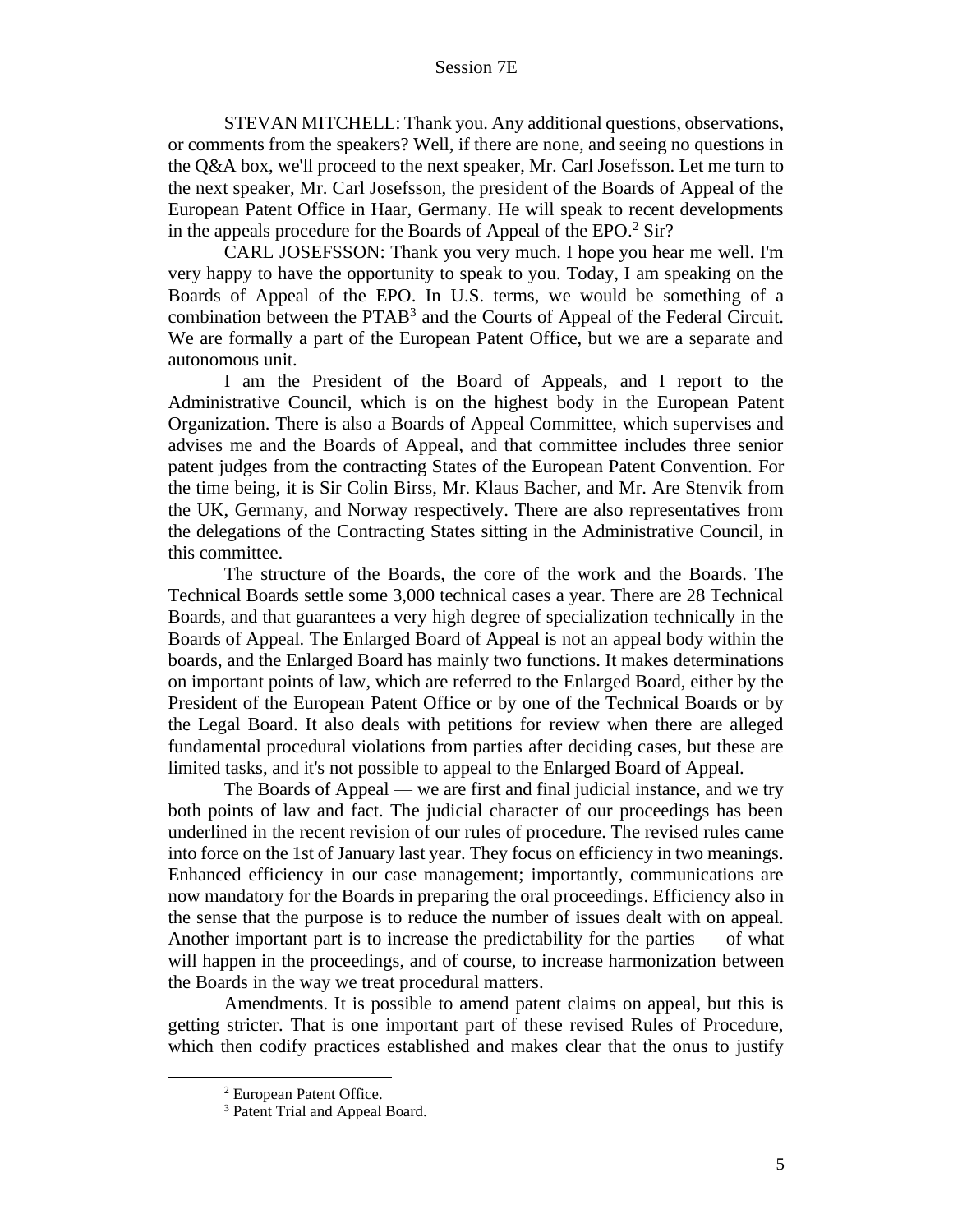STEVAN MITCHELL: Thank you. Any additional questions, observations, or comments from the speakers? Well, if there are none, and seeing no questions in the Q&A box, we'll proceed to the next speaker, Mr. Carl Josefsson. Let me turn to the next speaker, Mr. Carl Josefsson, the president of the Boards of Appeal of the European Patent Office in Haar, Germany. He will speak to recent developments in the appeals procedure for the Boards of Appeal of the EPO.[2] Sir?

CARL JOSEFSSON: Thank you very much. I hope you hear me well. I'm very happy to have the opportunity to speak to you. Today, I am speaking on the Boards of Appeal of the EPO. In U.S. terms, we would be something of a combination between the PTAB[3] and the Courts of Appeal of the Federal Circuit. We are formally a part of the European Patent Office, but we are a separate and autonomous unit.

I am the President of the Board of Appeals, and I report to the Administrative Council, which is on the highest body in the European Patent Organization. There is also a Boards of Appeal Committee, which supervises and advises me and the Boards of Appeal, and that committee includes three senior patent judges from the contracting States of the European Patent Convention. For the time being, it is Sir Colin Birss, Mr. Klaus Bacher, and Mr. Are Stenvik from the UK, Germany, and Norway respectively. There are also representatives from the delegations of the Contracting States sitting in the Administrative Council, in this committee.

The structure of the Boards, the core of the work and the Boards. The Technical Boards settle some 3,000 technical cases a year. There are 28 Technical Boards, and that guarantees a very high degree of specialization technically in the Boards of Appeal. The Enlarged Board of Appeal is not an appeal body within the boards, and the Enlarged Board has mainly two functions. It makes determinations on important points of law, which are referred to the Enlarged Board, either by the President of the European Patent Office or by one of the Technical Boards or by the Legal Board. It also deals with petitions for review when there are alleged fundamental procedural violations from parties after deciding cases, but these are limited tasks, and it's not possible to appeal to the Enlarged Board of Appeal.

The Boards of Appeal — we are first and final judicial instance, and we try both points of law and fact. The judicial character of our proceedings has been underlined in the recent revision of our rules of procedure. The revised rules came into force on the 1st of January last year. They focus on efficiency in two meanings. Enhanced efficiency in our case management; importantly, communications are now mandatory for the Boards in preparing the oral proceedings. Efficiency also in the sense that the purpose is to reduce the number of issues dealt with on appeal. Another important part is to increase the predictability for the parties — of what will happen in the proceedings, and of course, to increase harmonization between the Boards in the way we treat procedural matters.

Amendments. It is possible to amend patent claims on appeal, but this is getting stricter. That is one important part of these revised Rules of Procedure, which then codify practices established and makes clear that the onus to justify

---

[2] European Patent Office.

[3] Patent Trial and Appeal Board.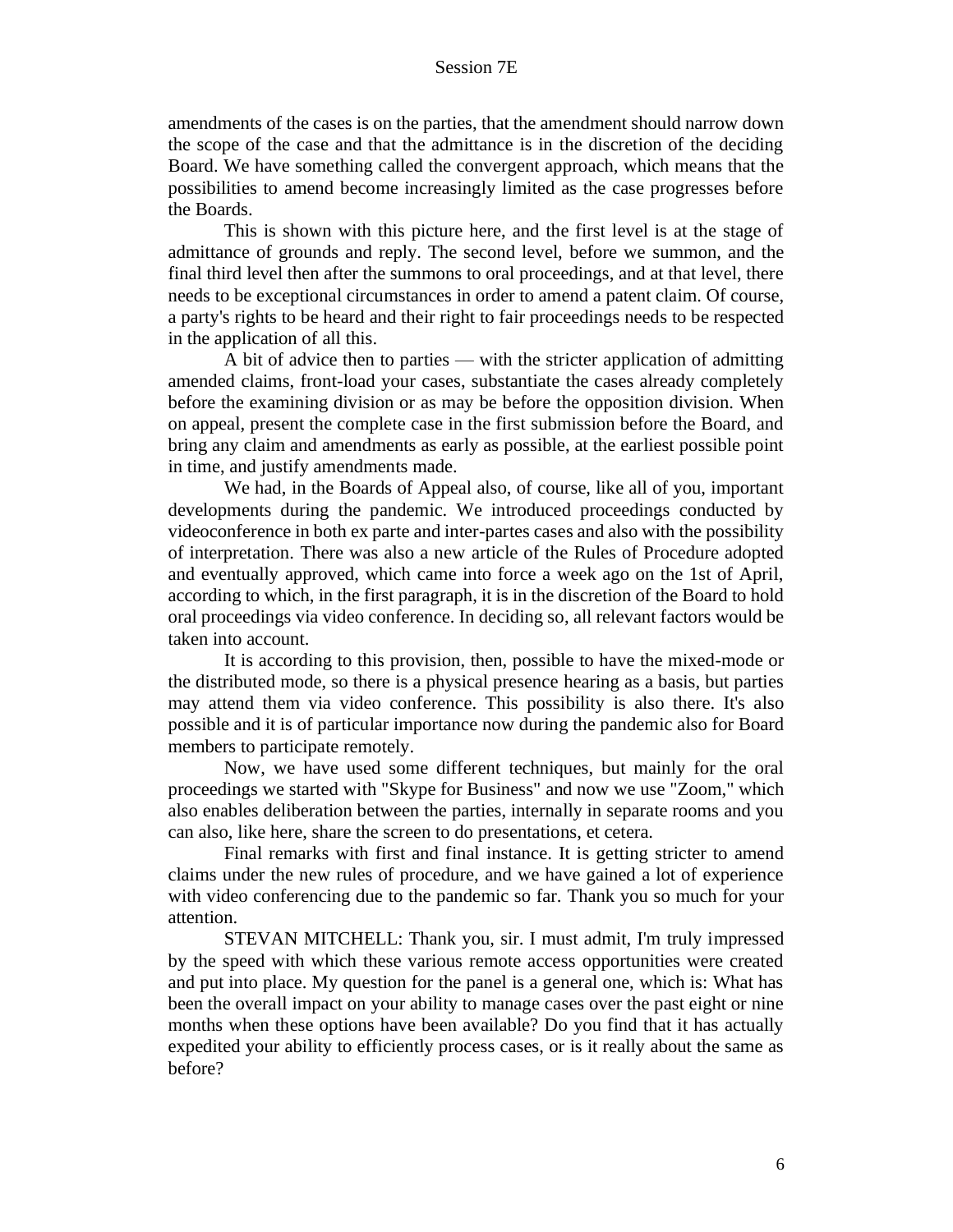amendments of the cases is on the parties, that the amendment should narrow down the scope of the case and that the admittance is in the discretion of the deciding Board. We have something called the convergent approach, which means that the possibilities to amend become increasingly limited as the case progresses before the Boards.

This is shown with this picture here, and the first level is at the stage of admittance of grounds and reply. The second level, before we summon, and the final third level then after the summons to oral proceedings, and at that level, there needs to be exceptional circumstances in order to amend a patent claim. Of course, a party's rights to be heard and their right to fair proceedings needs to be respected in the application of all this.

A bit of advice then to parties — with the stricter application of admitting amended claims, front-load your cases, substantiate the cases already completely before the examining division or as may be before the opposition division. When on appeal, present the complete case in the first submission before the Board, and bring any claim and amendments as early as possible, at the earliest possible point in time, and justify amendments made.

We had, in the Boards of Appeal also, of course, like all of you, important developments during the pandemic. We introduced proceedings conducted by videoconference in both ex parte and inter-partes cases and also with the possibility of interpretation. There was also a new article of the Rules of Procedure adopted and eventually approved, which came into force a week ago on the 1st of April, according to which, in the first paragraph, it is in the discretion of the Board to hold oral proceedings via video conference. In deciding so, all relevant factors would be taken into account.

It is according to this provision, then, possible to have the mixed-mode or the distributed mode, so there is a physical presence hearing as a basis, but parties may attend them via video conference. This possibility is also there. It's also possible and it is of particular importance now during the pandemic also for Board members to participate remotely.

Now, we have used some different techniques, but mainly for the oral proceedings we started with "Skype for Business" and now we use "Zoom," which also enables deliberation between the parties, internally in separate rooms and you can also, like here, share the screen to do presentations, et cetera.

Final remarks with first and final instance. It is getting stricter to amend claims under the new rules of procedure, and we have gained a lot of experience with video conferencing due to the pandemic so far. Thank you so much for your attention.

STEVAN MITCHELL: Thank you, sir. I must admit, I'm truly impressed by the speed with which these various remote access opportunities were created and put into place. My question for the panel is a general one, which is: What has been the overall impact on your ability to manage cases over the past eight or nine months when these options have been available? Do you find that it has actually expedited your ability to efficiently process cases, or is it really about the same as before?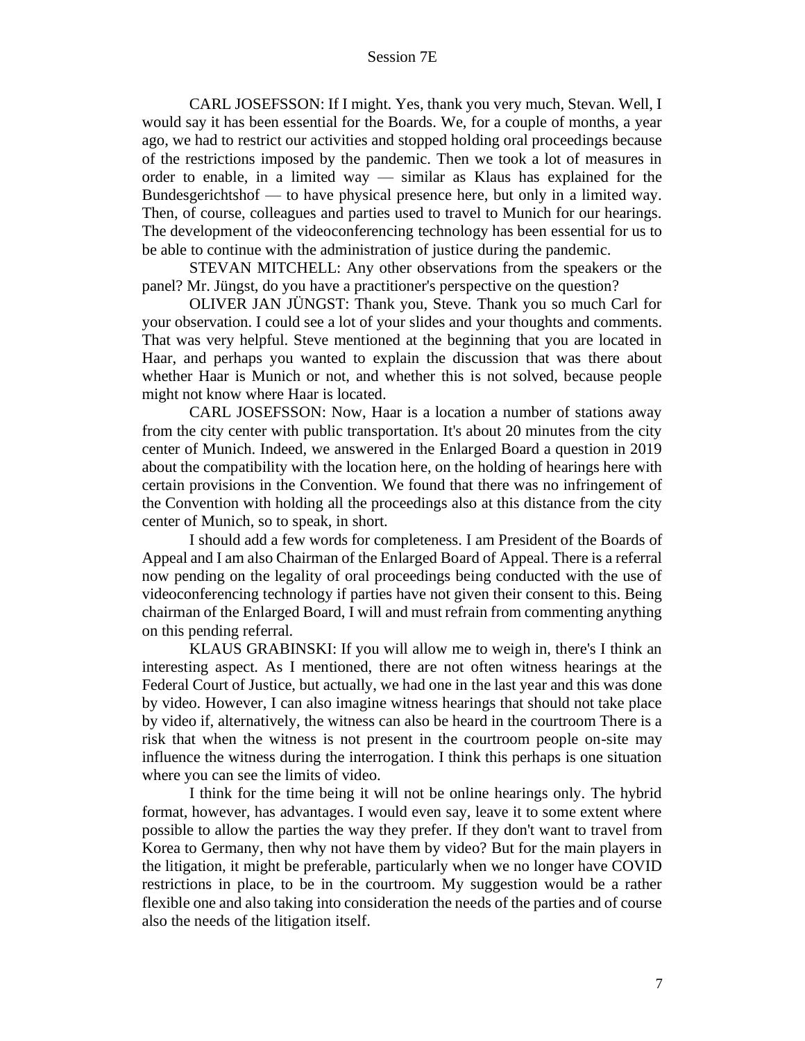CARL JOSEFSSON: If I might. Yes, thank you very much, Stevan. Well, I would say it has been essential for the Boards. We, for a couple of months, a year ago, we had to restrict our activities and stopped holding oral proceedings because of the restrictions imposed by the pandemic. Then we took a lot of measures in order to enable, in a limited way — similar as Klaus has explained for the Bundesgerichtshof — to have physical presence here, but only in a limited way. Then, of course, colleagues and parties used to travel to Munich for our hearings. The development of the videoconferencing technology has been essential for us to be able to continue with the administration of justice during the pandemic.

STEVAN MITCHELL: Any other observations from the speakers or the panel? Mr. Jüngst, do you have a practitioner's perspective on the question?

OLIVER JAN JÜNGST: Thank you, Steve. Thank you so much Carl for your observation. I could see a lot of your slides and your thoughts and comments. That was very helpful. Steve mentioned at the beginning that you are located in Haar, and perhaps you wanted to explain the discussion that was there about whether Haar is Munich or not, and whether this is not solved, because people might not know where Haar is located.

CARL JOSEFSSON: Now, Haar is a location a number of stations away from the city center with public transportation. It's about 20 minutes from the city center of Munich. Indeed, we answered in the Enlarged Board a question in 2019 about the compatibility with the location here, on the holding of hearings here with certain provisions in the Convention. We found that there was no infringement of the Convention with holding all the proceedings also at this distance from the city center of Munich, so to speak, in short.

I should add a few words for completeness. I am President of the Boards of Appeal and I am also Chairman of the Enlarged Board of Appeal. There is a referral now pending on the legality of oral proceedings being conducted with the use of videoconferencing technology if parties have not given their consent to this. Being chairman of the Enlarged Board, I will and must refrain from commenting anything on this pending referral.

KLAUS GRABINSKI: If you will allow me to weigh in, there's I think an interesting aspect. As I mentioned, there are not often witness hearings at the Federal Court of Justice, but actually, we had one in the last year and this was done by video. However, I can also imagine witness hearings that should not take place by video if, alternatively, the witness can also be heard in the courtroom There is a risk that when the witness is not present in the courtroom people on-site may influence the witness during the interrogation. I think this perhaps is one situation where you can see the limits of video.

I think for the time being it will not be online hearings only. The hybrid format, however, has advantages. I would even say, leave it to some extent where possible to allow the parties the way they prefer. If they don't want to travel from Korea to Germany, then why not have them by video? But for the main players in the litigation, it might be preferable, particularly when we no longer have COVID restrictions in place, to be in the courtroom. My suggestion would be a rather flexible one and also taking into consideration the needs of the parties and of course also the needs of the litigation itself.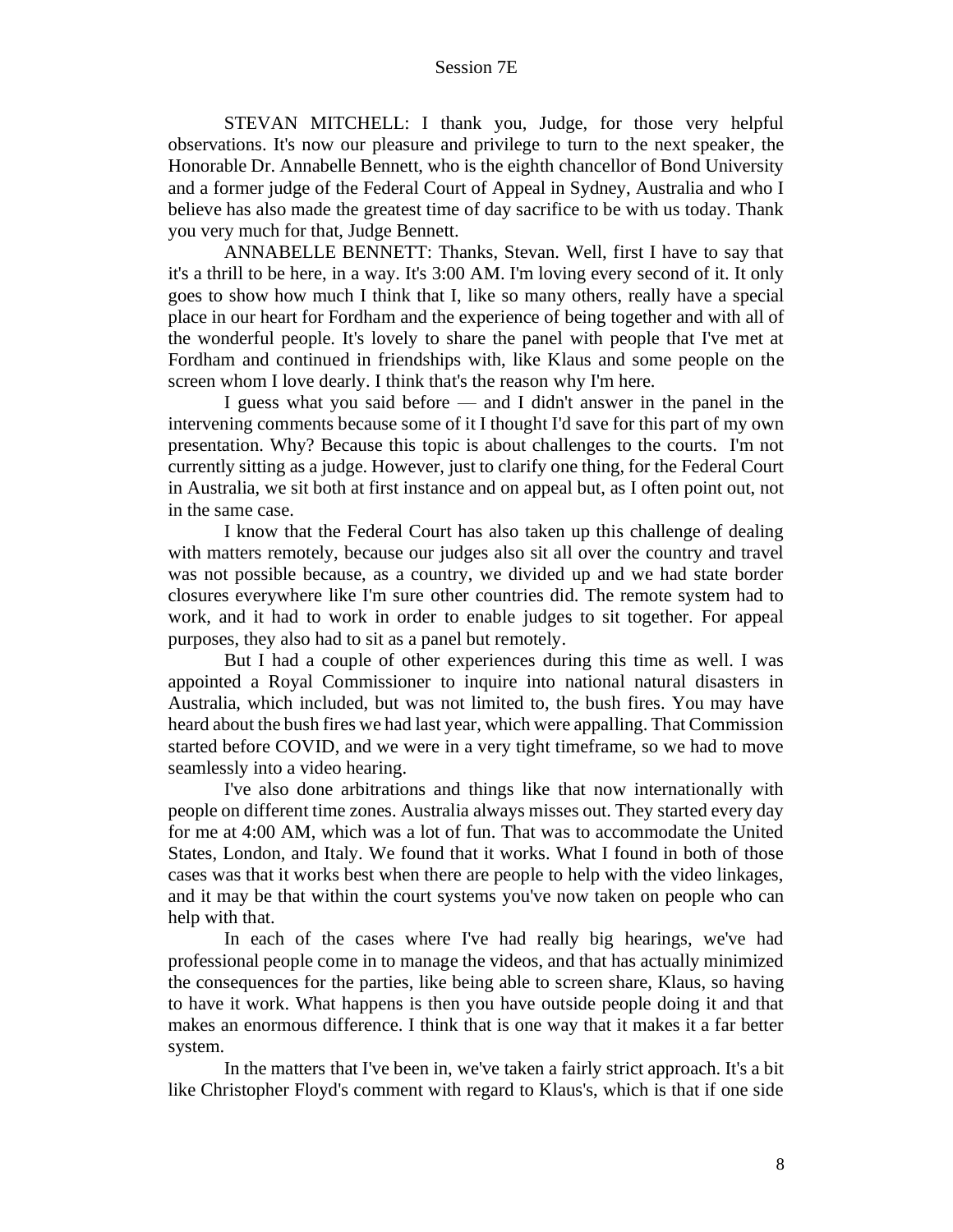STEVAN MITCHELL: I thank you, Judge, for those very helpful observations. It's now our pleasure and privilege to turn to the next speaker, the Honorable Dr. Annabelle Bennett, who is the eighth chancellor of Bond University and a former judge of the Federal Court of Appeal in Sydney, Australia and who I believe has also made the greatest time of day sacrifice to be with us today. Thank you very much for that, Judge Bennett.

ANNABELLE BENNETT: Thanks, Stevan. Well, first I have to say that it's a thrill to be here, in a way. It's 3:00 AM. I'm loving every second of it. It only goes to show how much I think that I, like so many others, really have a special place in our heart for Fordham and the experience of being together and with all of the wonderful people. It's lovely to share the panel with people that I've met at Fordham and continued in friendships with, like Klaus and some people on the screen whom I love dearly. I think that's the reason why I'm here.

I guess what you said before — and I didn't answer in the panel in the intervening comments because some of it I thought I'd save for this part of my own presentation. Why? Because this topic is about challenges to the courts. I'm not currently sitting as a judge. However, just to clarify one thing, for the Federal Court in Australia, we sit both at first instance and on appeal but, as I often point out, not in the same case.

I know that the Federal Court has also taken up this challenge of dealing with matters remotely, because our judges also sit all over the country and travel was not possible because, as a country, we divided up and we had state border closures everywhere like I'm sure other countries did. The remote system had to work, and it had to work in order to enable judges to sit together. For appeal purposes, they also had to sit as a panel but remotely.

But I had a couple of other experiences during this time as well. I was appointed a Royal Commissioner to inquire into national natural disasters in Australia, which included, but was not limited to, the bush fires. You may have heard about the bush fires we had last year, which were appalling. That Commission started before COVID, and we were in a very tight timeframe, so we had to move seamlessly into a video hearing.

I've also done arbitrations and things like that now internationally with people on different time zones. Australia always misses out. They started every day for me at 4:00 AM, which was a lot of fun. That was to accommodate the United States, London, and Italy. We found that it works. What I found in both of those cases was that it works best when there are people to help with the video linkages, and it may be that within the court systems you've now taken on people who can help with that.

In each of the cases where I've had really big hearings, we've had professional people come in to manage the videos, and that has actually minimized the consequences for the parties, like being able to screen share, Klaus, so having to have it work. What happens is then you have outside people doing it and that makes an enormous difference. I think that is one way that it makes it a far better system.

In the matters that I've been in, we've taken a fairly strict approach. It's a bit like Christopher Floyd's comment with regard to Klaus's, which is that if one side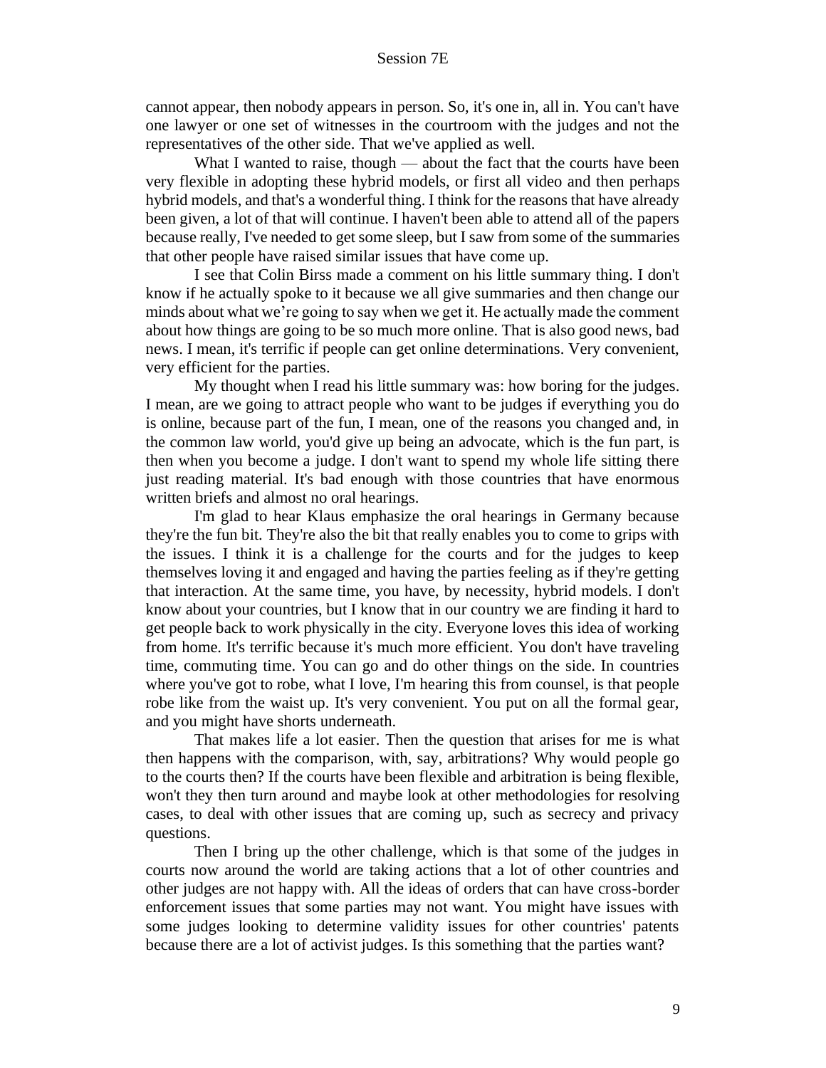cannot appear, then nobody appears in person. So, it's one in, all in. You can't have one lawyer or one set of witnesses in the courtroom with the judges and not the representatives of the other side. That we've applied as well.

What I wanted to raise, though — about the fact that the courts have been very flexible in adopting these hybrid models, or first all video and then perhaps hybrid models, and that's a wonderful thing. I think for the reasons that have already been given, a lot of that will continue. I haven't been able to attend all of the papers because really, I've needed to get some sleep, but I saw from some of the summaries that other people have raised similar issues that have come up.

I see that Colin Birss made a comment on his little summary thing. I don't know if he actually spoke to it because we all give summaries and then change our minds about what we're going to say when we get it. He actually made the comment about how things are going to be so much more online. That is also good news, bad news. I mean, it's terrific if people can get online determinations. Very convenient, very efficient for the parties.

My thought when I read his little summary was: how boring for the judges. I mean, are we going to attract people who want to be judges if everything you do is online, because part of the fun, I mean, one of the reasons you changed and, in the common law world, you'd give up being an advocate, which is the fun part, is then when you become a judge. I don't want to spend my whole life sitting there just reading material. It's bad enough with those countries that have enormous written briefs and almost no oral hearings.

I'm glad to hear Klaus emphasize the oral hearings in Germany because they're the fun bit. They're also the bit that really enables you to come to grips with the issues. I think it is a challenge for the courts and for the judges to keep themselves loving it and engaged and having the parties feeling as if they're getting that interaction. At the same time, you have, by necessity, hybrid models. I don't know about your countries, but I know that in our country we are finding it hard to get people back to work physically in the city. Everyone loves this idea of working from home. It's terrific because it's much more efficient. You don't have traveling time, commuting time. You can go and do other things on the side. In countries where you've got to robe, what I love, I'm hearing this from counsel, is that people robe like from the waist up. It's very convenient. You put on all the formal gear, and you might have shorts underneath.

That makes life a lot easier. Then the question that arises for me is what then happens with the comparison, with, say, arbitrations? Why would people go to the courts then? If the courts have been flexible and arbitration is being flexible, won't they then turn around and maybe look at other methodologies for resolving cases, to deal with other issues that are coming up, such as secrecy and privacy questions.

Then I bring up the other challenge, which is that some of the judges in courts now around the world are taking actions that a lot of other countries and other judges are not happy with. All the ideas of orders that can have cross-border enforcement issues that some parties may not want. You might have issues with some judges looking to determine validity issues for other countries' patents because there are a lot of activist judges. Is this something that the parties want?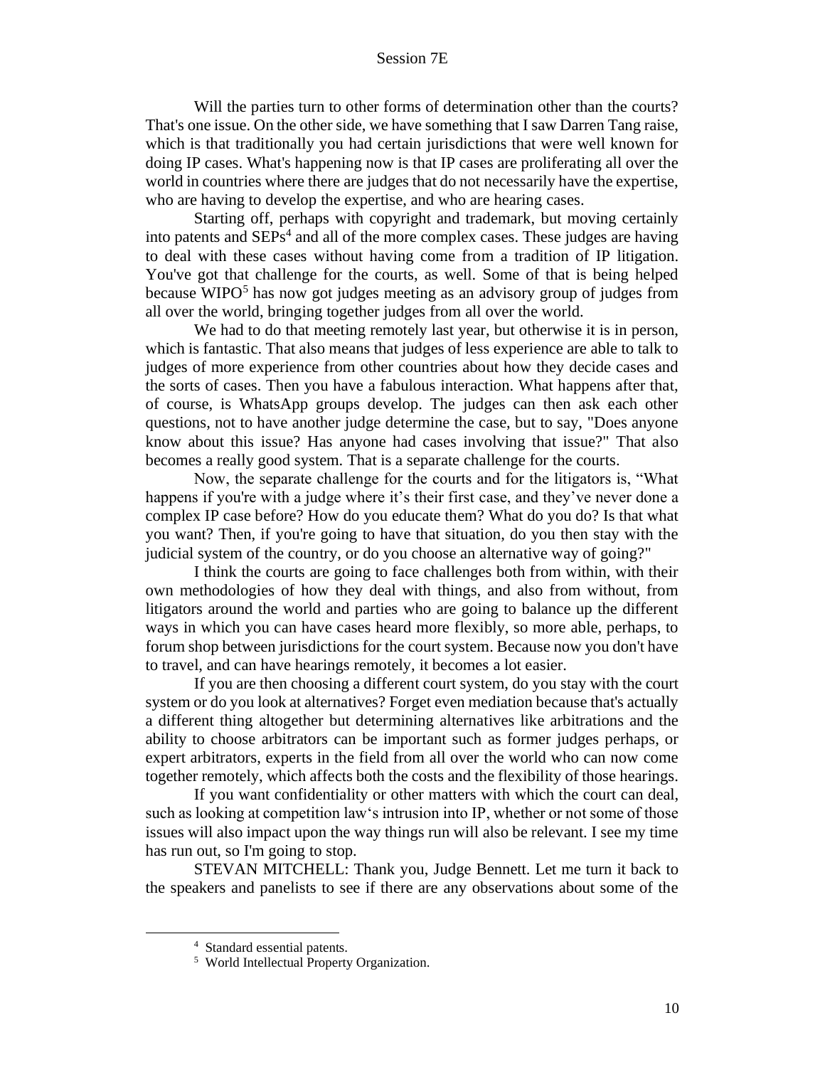Will the parties turn to other forms of determination other than the courts? That's one issue. On the other side, we have something that I saw Darren Tang raise, which is that traditionally you had certain jurisdictions that were well known for doing IP cases. What's happening now is that IP cases are proliferating all over the world in countries where there are judges that do not necessarily have the expertise, who are having to develop the expertise, and who are hearing cases.

Starting off, perhaps with copyright and trademark, but moving certainly into patents and SEPs[4] and all of the more complex cases. These judges are having to deal with these cases without having come from a tradition of IP litigation. You've got that challenge for the courts, as well. Some of that is being helped because WIPO[5] has now got judges meeting as an advisory group of judges from all over the world, bringing together judges from all over the world.

We had to do that meeting remotely last year, but otherwise it is in person, which is fantastic. That also means that judges of less experience are able to talk to judges of more experience from other countries about how they decide cases and the sorts of cases. Then you have a fabulous interaction. What happens after that, of course, is WhatsApp groups develop. The judges can then ask each other questions, not to have another judge determine the case, but to say, "Does anyone know about this issue? Has anyone had cases involving that issue?" That also becomes a really good system. That is a separate challenge for the courts.

Now, the separate challenge for the courts and for the litigators is, "What happens if you're with a judge where it's their first case, and they've never done a complex IP case before? How do you educate them? What do you do? Is that what you want? Then, if you're going to have that situation, do you then stay with the judicial system of the country, or do you choose an alternative way of going?"

I think the courts are going to face challenges both from within, with their own methodologies of how they deal with things, and also from without, from litigators around the world and parties who are going to balance up the different ways in which you can have cases heard more flexibly, so more able, perhaps, to forum shop between jurisdictions for the court system. Because now you don't have to travel, and can have hearings remotely, it becomes a lot easier.

If you are then choosing a different court system, do you stay with the court system or do you look at alternatives? Forget even mediation because that's actually a different thing altogether but determining alternatives like arbitrations and the ability to choose arbitrators can be important such as former judges perhaps, or expert arbitrators, experts in the field from all over the world who can now come together remotely, which affects both the costs and the flexibility of those hearings.

If you want confidentiality or other matters with which the court can deal, such as looking at competition law's intrusion into IP, whether or not some of those issues will also impact upon the way things run will also be relevant. I see my time has run out, so I'm going to stop.

STEVAN MITCHELL: Thank you, Judge Bennett. Let me turn it back to the speakers and panelists to see if there are any observations about some of the

---

[4] Standard essential patents.

[5] World Intellectual Property Organization.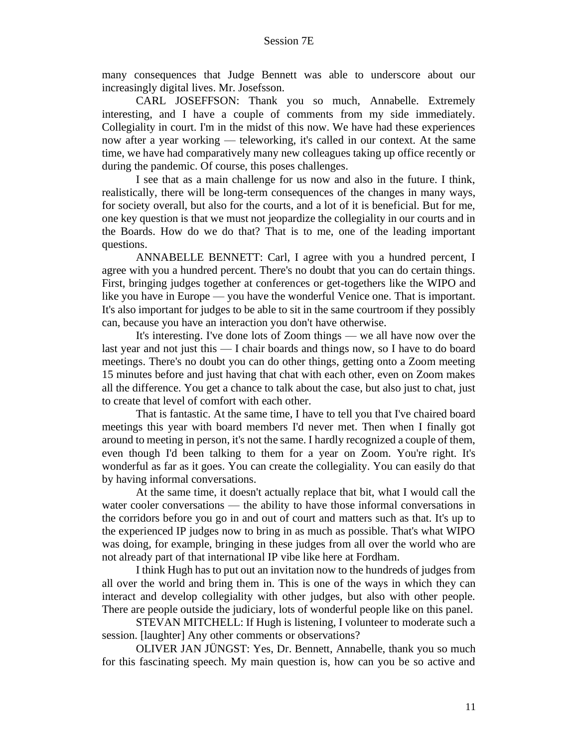many consequences that Judge Bennett was able to underscore about our increasingly digital lives. Mr. Josefsson.

CARL JOSEFFSON: Thank you so much, Annabelle. Extremely interesting, and I have a couple of comments from my side immediately. Collegiality in court. I'm in the midst of this now. We have had these experiences now after a year working — teleworking, it's called in our context. At the same time, we have had comparatively many new colleagues taking up office recently or during the pandemic. Of course, this poses challenges.

I see that as a main challenge for us now and also in the future. I think, realistically, there will be long-term consequences of the changes in many ways, for society overall, but also for the courts, and a lot of it is beneficial. But for me, one key question is that we must not jeopardize the collegiality in our courts and in the Boards. How do we do that? That is to me, one of the leading important questions.

ANNABELLE BENNETT: Carl, I agree with you a hundred percent, I agree with you a hundred percent. There's no doubt that you can do certain things. First, bringing judges together at conferences or get-togethers like the WIPO and like you have in Europe — you have the wonderful Venice one. That is important. It's also important for judges to be able to sit in the same courtroom if they possibly can, because you have an interaction you don't have otherwise.

It's interesting. I've done lots of Zoom things — we all have now over the last year and not just this — I chair boards and things now, so I have to do board meetings. There's no doubt you can do other things, getting onto a Zoom meeting 15 minutes before and just having that chat with each other, even on Zoom makes all the difference. You get a chance to talk about the case, but also just to chat, just to create that level of comfort with each other.

That is fantastic. At the same time, I have to tell you that I've chaired board meetings this year with board members I'd never met. Then when I finally got around to meeting in person, it's not the same. I hardly recognized a couple of them, even though I'd been talking to them for a year on Zoom. You're right. It's wonderful as far as it goes. You can create the collegiality. You can easily do that by having informal conversations.

At the same time, it doesn't actually replace that bit, what I would call the water cooler conversations — the ability to have those informal conversations in the corridors before you go in and out of court and matters such as that. It's up to the experienced IP judges now to bring in as much as possible. That's what WIPO was doing, for example, bringing in these judges from all over the world who are not already part of that international IP vibe like here at Fordham.

I think Hugh has to put out an invitation now to the hundreds of judges from all over the world and bring them in. This is one of the ways in which they can interact and develop collegiality with other judges, but also with other people. There are people outside the judiciary, lots of wonderful people like on this panel.

STEVAN MITCHELL: If Hugh is listening, I volunteer to moderate such a session. [laughter] Any other comments or observations?

OLIVER JAN JÜNGST: Yes, Dr. Bennett, Annabelle, thank you so much for this fascinating speech. My main question is, how can you be so active and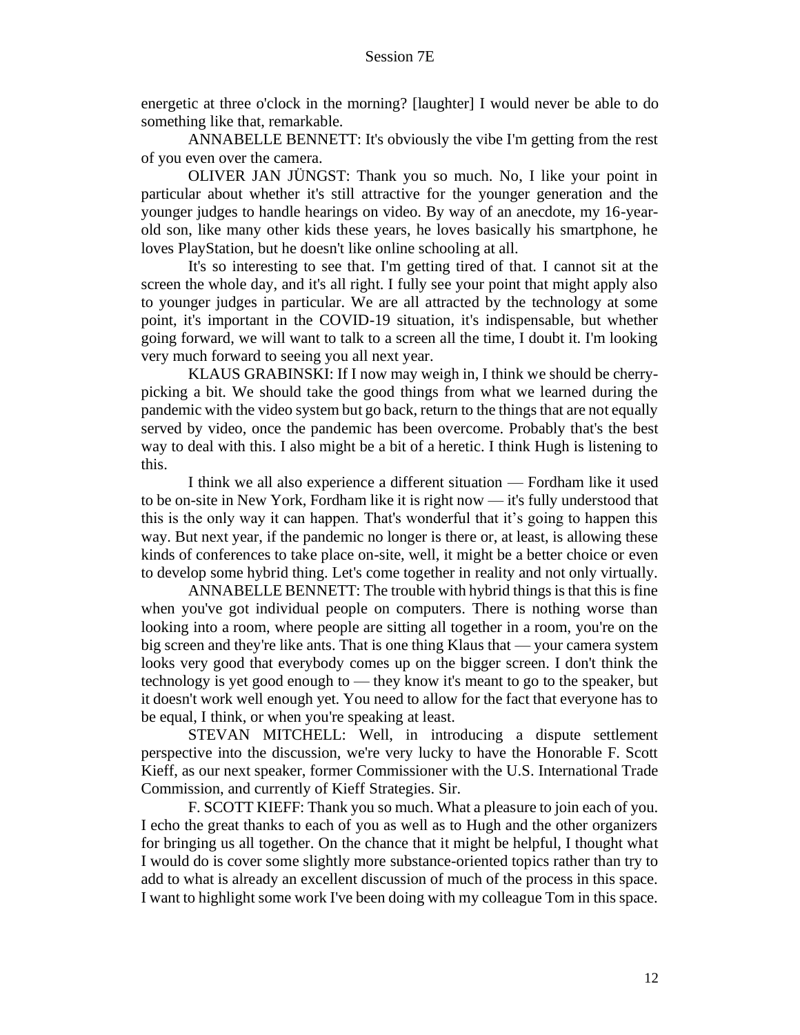energetic at three o'clock in the morning? [laughter] I would never be able to do something like that, remarkable.

ANNABELLE BENNETT: It's obviously the vibe I'm getting from the rest of you even over the camera.

OLIVER JAN JÜNGST: Thank you so much. No, I like your point in particular about whether it's still attractive for the younger generation and the younger judges to handle hearings on video. By way of an anecdote, my 16-year-old son, like many other kids these years, he loves basically his smartphone, he loves PlayStation, but he doesn't like online schooling at all.

It's so interesting to see that. I'm getting tired of that. I cannot sit at the screen the whole day, and it's all right. I fully see your point that might apply also to younger judges in particular. We are all attracted by the technology at some point, it's important in the COVID-19 situation, it's indispensable, but whether going forward, we will want to talk to a screen all the time, I doubt it. I'm looking very much forward to seeing you all next year.

KLAUS GRABINSKI: If I now may weigh in, I think we should be cherry-picking a bit. We should take the good things from what we learned during the pandemic with the video system but go back, return to the things that are not equally served by video, once the pandemic has been overcome. Probably that's the best way to deal with this. I also might be a bit of a heretic. I think Hugh is listening to this.

I think we all also experience a different situation — Fordham like it used to be on-site in New York, Fordham like it is right now — it's fully understood that this is the only way it can happen. That's wonderful that it's going to happen this way. But next year, if the pandemic no longer is there or, at least, is allowing these kinds of conferences to take place on-site, well, it might be a better choice or even to develop some hybrid thing. Let's come together in reality and not only virtually.

ANNABELLE BENNETT: The trouble with hybrid things is that this is fine when you've got individual people on computers. There is nothing worse than looking into a room, where people are sitting all together in a room, you're on the big screen and they're like ants. That is one thing Klaus that — your camera system looks very good that everybody comes up on the bigger screen. I don't think the technology is yet good enough to — they know it's meant to go to the speaker, but it doesn't work well enough yet. You need to allow for the fact that everyone has to be equal, I think, or when you're speaking at least.

STEVAN MITCHELL: Well, in introducing a dispute settlement perspective into the discussion, we're very lucky to have the Honorable F. Scott Kieff, as our next speaker, former Commissioner with the U.S. International Trade Commission, and currently of Kieff Strategies. Sir.

F. SCOTT KIEFF: Thank you so much. What a pleasure to join each of you. I echo the great thanks to each of you as well as to Hugh and the other organizers for bringing us all together. On the chance that it might be helpful, I thought what I would do is cover some slightly more substance-oriented topics rather than try to add to what is already an excellent discussion of much of the process in this space. I want to highlight some work I've been doing with my colleague Tom in this space.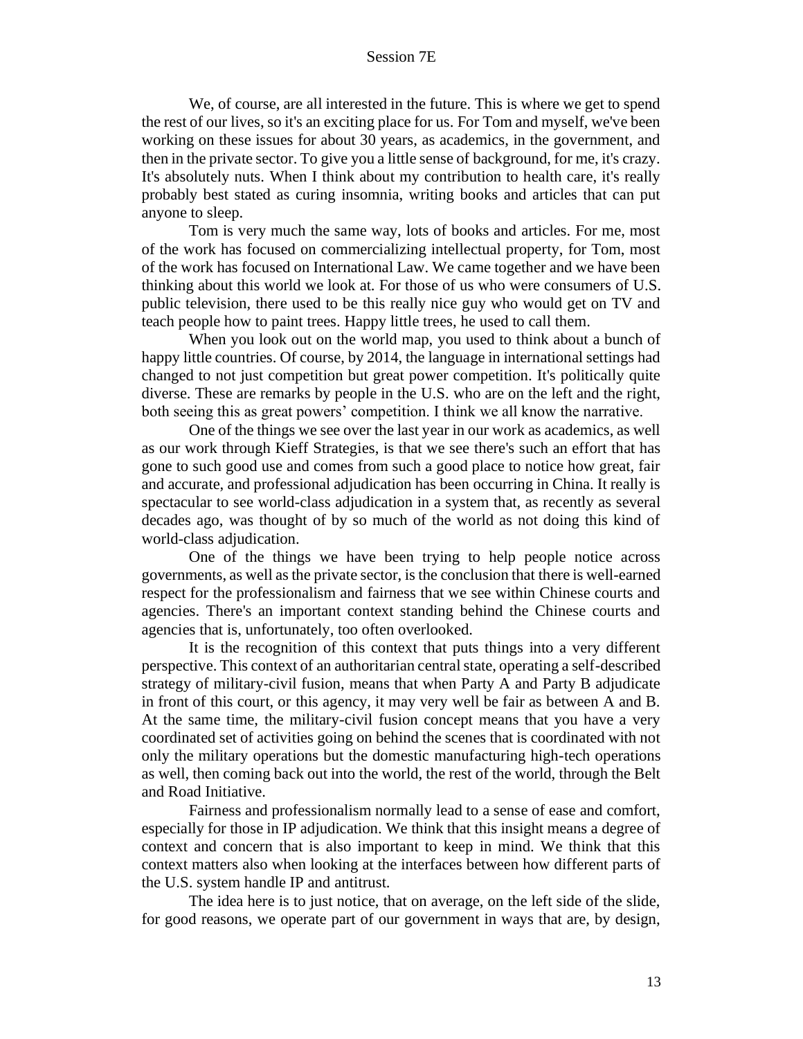We, of course, are all interested in the future. This is where we get to spend the rest of our lives, so it's an exciting place for us. For Tom and myself, we've been working on these issues for about 30 years, as academics, in the government, and then in the private sector. To give you a little sense of background, for me, it's crazy. It's absolutely nuts. When I think about my contribution to health care, it's really probably best stated as curing insomnia, writing books and articles that can put anyone to sleep.

Tom is very much the same way, lots of books and articles. For me, most of the work has focused on commercializing intellectual property, for Tom, most of the work has focused on International Law. We came together and we have been thinking about this world we look at. For those of us who were consumers of U.S. public television, there used to be this really nice guy who would get on TV and teach people how to paint trees. Happy little trees, he used to call them.

When you look out on the world map, you used to think about a bunch of happy little countries. Of course, by 2014, the language in international settings had changed to not just competition but great power competition. It's politically quite diverse. These are remarks by people in the U.S. who are on the left and the right, both seeing this as great powers' competition. I think we all know the narrative.

One of the things we see over the last year in our work as academics, as well as our work through Kieff Strategies, is that we see there's such an effort that has gone to such good use and comes from such a good place to notice how great, fair and accurate, and professional adjudication has been occurring in China. It really is spectacular to see world-class adjudication in a system that, as recently as several decades ago, was thought of by so much of the world as not doing this kind of world-class adjudication.

One of the things we have been trying to help people notice across governments, as well as the private sector, is the conclusion that there is well-earned respect for the professionalism and fairness that we see within Chinese courts and agencies. There's an important context standing behind the Chinese courts and agencies that is, unfortunately, too often overlooked.

It is the recognition of this context that puts things into a very different perspective. This context of an authoritarian central state, operating a self-described strategy of military-civil fusion, means that when Party A and Party B adjudicate in front of this court, or this agency, it may very well be fair as between A and B. At the same time, the military-civil fusion concept means that you have a very coordinated set of activities going on behind the scenes that is coordinated with not only the military operations but the domestic manufacturing high-tech operations as well, then coming back out into the world, the rest of the world, through the Belt and Road Initiative.

Fairness and professionalism normally lead to a sense of ease and comfort, especially for those in IP adjudication. We think that this insight means a degree of context and concern that is also important to keep in mind. We think that this context matters also when looking at the interfaces between how different parts of the U.S. system handle IP and antitrust.

The idea here is to just notice, that on average, on the left side of the slide, for good reasons, we operate part of our government in ways that are, by design,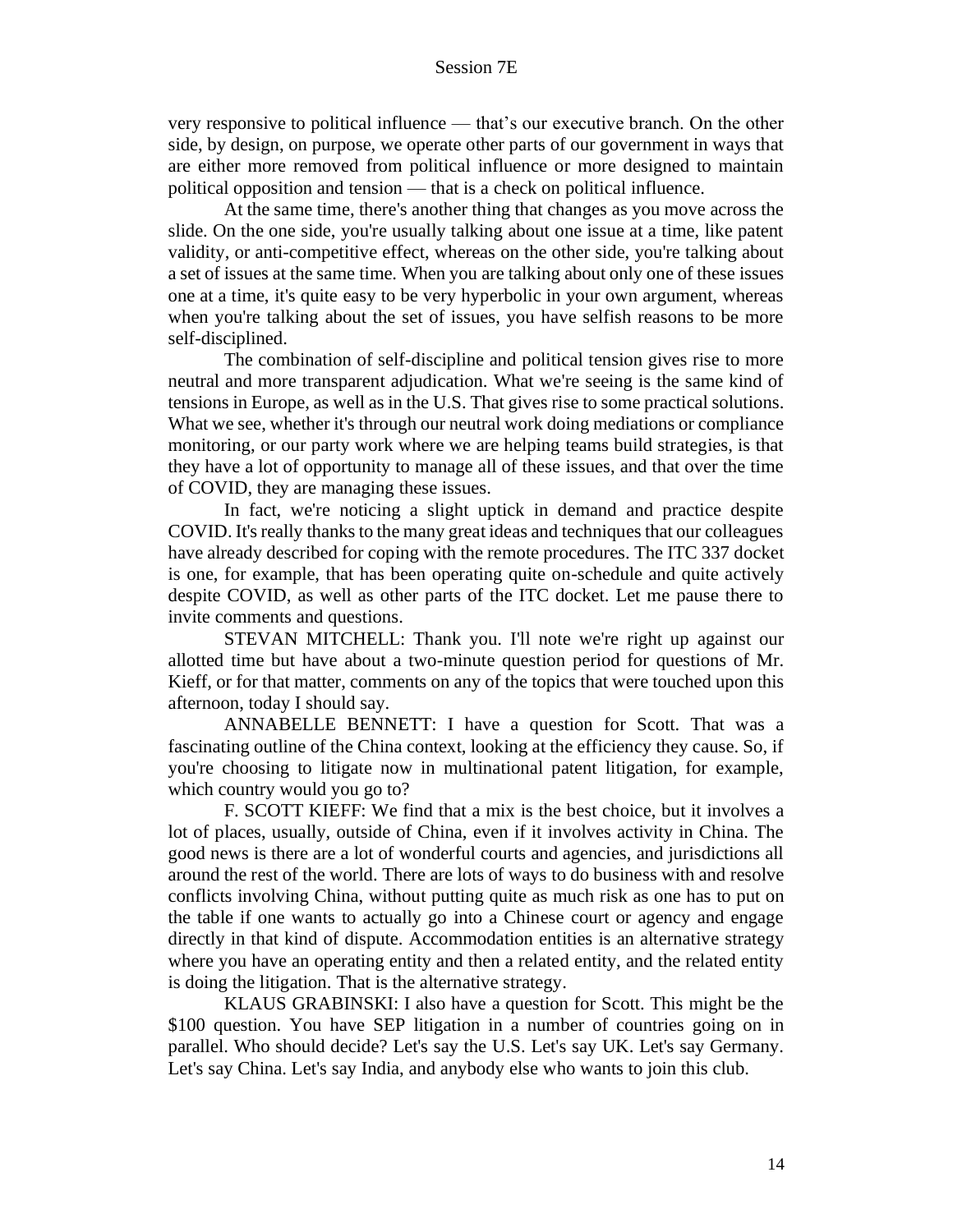very responsive to political influence — that's our executive branch. On the other side, by design, on purpose, we operate other parts of our government in ways that are either more removed from political influence or more designed to maintain political opposition and tension — that is a check on political influence.

At the same time, there's another thing that changes as you move across the slide. On the one side, you're usually talking about one issue at a time, like patent validity, or anti-competitive effect, whereas on the other side, you're talking about a set of issues at the same time. When you are talking about only one of these issues one at a time, it's quite easy to be very hyperbolic in your own argument, whereas when you're talking about the set of issues, you have selfish reasons to be more self-disciplined.

The combination of self-discipline and political tension gives rise to more neutral and more transparent adjudication. What we're seeing is the same kind of tensions in Europe, as well as in the U.S. That gives rise to some practical solutions. What we see, whether it's through our neutral work doing mediations or compliance monitoring, or our party work where we are helping teams build strategies, is that they have a lot of opportunity to manage all of these issues, and that over the time of COVID, they are managing these issues.

In fact, we're noticing a slight uptick in demand and practice despite COVID. It's really thanks to the many great ideas and techniques that our colleagues have already described for coping with the remote procedures. The ITC 337 docket is one, for example, that has been operating quite on-schedule and quite actively despite COVID, as well as other parts of the ITC docket. Let me pause there to invite comments and questions.

STEVAN MITCHELL: Thank you. I'll note we're right up against our allotted time but have about a two-minute question period for questions of Mr. Kieff, or for that matter, comments on any of the topics that were touched upon this afternoon, today I should say.

ANNABELLE BENNETT: I have a question for Scott. That was a fascinating outline of the China context, looking at the efficiency they cause. So, if you're choosing to litigate now in multinational patent litigation, for example, which country would you go to?

F. SCOTT KIEFF: We find that a mix is the best choice, but it involves a lot of places, usually, outside of China, even if it involves activity in China. The good news is there are a lot of wonderful courts and agencies, and jurisdictions all around the rest of the world. There are lots of ways to do business with and resolve conflicts involving China, without putting quite as much risk as one has to put on the table if one wants to actually go into a Chinese court or agency and engage directly in that kind of dispute. Accommodation entities is an alternative strategy where you have an operating entity and then a related entity, and the related entity is doing the litigation. That is the alternative strategy.

KLAUS GRABINSKI: I also have a question for Scott. This might be the $100 question. You have SEP litigation in a number of countries going on in parallel. Who should decide? Let's say the U.S. Let's say UK. Let's say Germany. Let's say China. Let's say India, and anybody else who wants to join this club.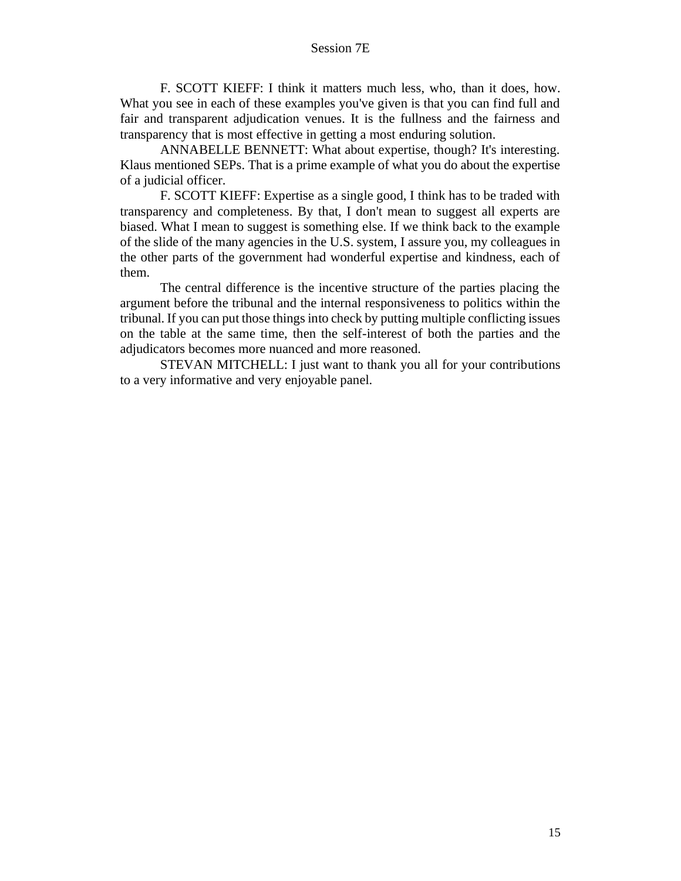F. SCOTT KIEFF: I think it matters much less, who, than it does, how. What you see in each of these examples you've given is that you can find full and fair and transparent adjudication venues. It is the fullness and the fairness and transparency that is most effective in getting a most enduring solution.

ANNABELLE BENNETT: What about expertise, though? It's interesting. Klaus mentioned SEPs. That is a prime example of what you do about the expertise of a judicial officer.

F. SCOTT KIEFF: Expertise as a single good, I think has to be traded with transparency and completeness. By that, I don't mean to suggest all experts are biased. What I mean to suggest is something else. If we think back to the example of the slide of the many agencies in the U.S. system, I assure you, my colleagues in the other parts of the government had wonderful expertise and kindness, each of them.

The central difference is the incentive structure of the parties placing the argument before the tribunal and the internal responsiveness to politics within the tribunal. If you can put those things into check by putting multiple conflicting issues on the table at the same time, then the self-interest of both the parties and the adjudicators becomes more nuanced and more reasoned.

STEVAN MITCHELL: I just want to thank you all for your contributions to a very informative and very enjoyable panel.